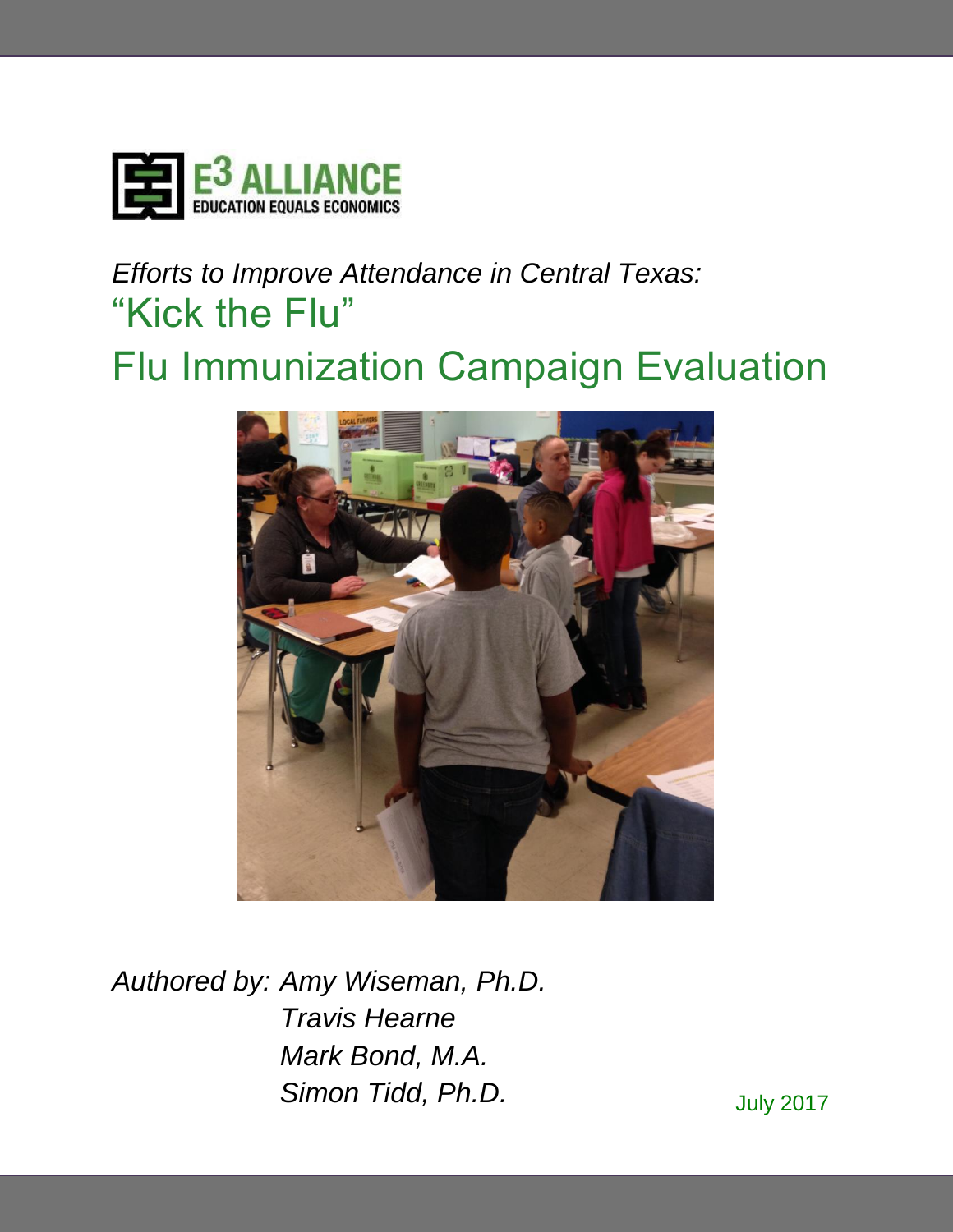E3 ALLIANCE
EDUCATION EQUALS ECONOMICS

*Efforts to Improve Attendance in Central Texas:*

# "Kick the Flu"
# Flu Immunization Campaign Evaluation

*Authored by: Amy Wiseman, Ph.D.*
*Travis Hearne*
*Mark Bond, M.A.*
*Simon Tidd, Ph.D.*

July 2017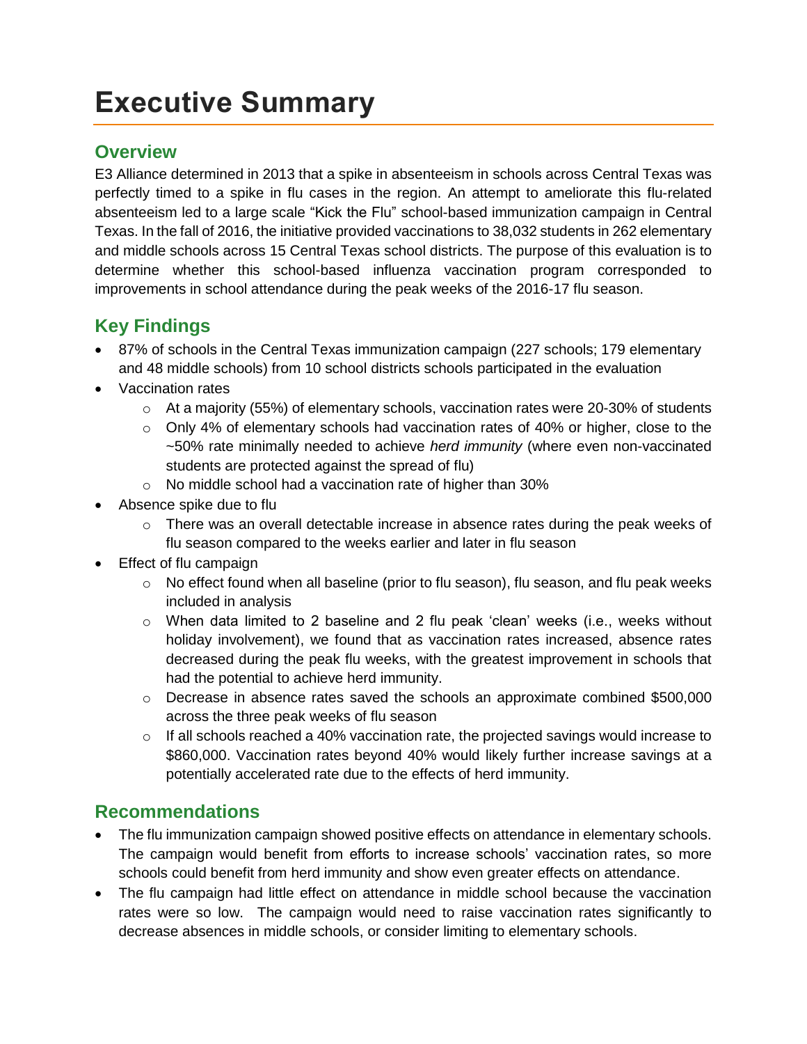# Executive Summary

## Overview

E3 Alliance determined in 2013 that a spike in absenteeism in schools across Central Texas was perfectly timed to a spike in flu cases in the region. An attempt to ameliorate this flu-related absenteeism led to a large scale "Kick the Flu" school-based immunization campaign in Central Texas. In the fall of 2016, the initiative provided vaccinations to 38,032 students in 262 elementary and middle schools across 15 Central Texas school districts. The purpose of this evaluation is to determine whether this school-based influenza vaccination program corresponded to improvements in school attendance during the peak weeks of the 2016-17 flu season.

## Key Findings

- 87% of schools in the Central Texas immunization campaign (227 schools; 179 elementary and 48 middle schools) from 10 school districts schools participated in the evaluation
- Vaccination rates
  - At a majority (55%) of elementary schools, vaccination rates were 20-30% of students
  - Only 4% of elementary schools had vaccination rates of 40% or higher, close to the ~50% rate minimally needed to achieve *herd immunity* (where even non-vaccinated students are protected against the spread of flu)
  - No middle school had a vaccination rate of higher than 30%
- Absence spike due to flu
  - There was an overall detectable increase in absence rates during the peak weeks of flu season compared to the weeks earlier and later in flu season
- Effect of flu campaign
  - No effect found when all baseline (prior to flu season), flu season, and flu peak weeks included in analysis
  - When data limited to 2 baseline and 2 flu peak 'clean' weeks (i.e., weeks without holiday involvement), we found that as vaccination rates increased, absence rates decreased during the peak flu weeks, with the greatest improvement in schools that had the potential to achieve herd immunity.
  - Decrease in absence rates saved the schools an approximate combined $500,000 across the three peak weeks of flu season
  - If all schools reached a 40% vaccination rate, the projected savings would increase to $860,000. Vaccination rates beyond 40% would likely further increase savings at a potentially accelerated rate due to the effects of herd immunity.

## Recommendations

- The flu immunization campaign showed positive effects on attendance in elementary schools. The campaign would benefit from efforts to increase schools' vaccination rates, so more schools could benefit from herd immunity and show even greater effects on attendance.
- The flu campaign had little effect on attendance in middle school because the vaccination rates were so low. The campaign would need to raise vaccination rates significantly to decrease absences in middle schools, or consider limiting to elementary schools.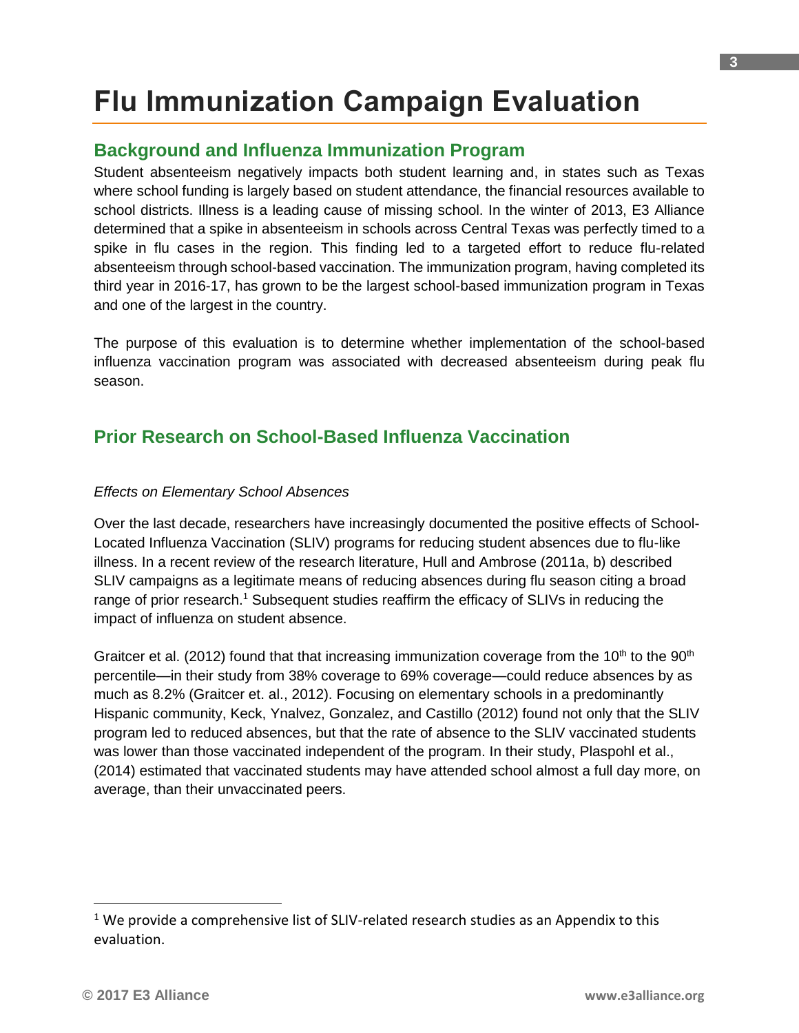# Flu Immunization Campaign Evaluation

## Background and Influenza Immunization Program

Student absenteeism negatively impacts both student learning and, in states such as Texas where school funding is largely based on student attendance, the financial resources available to school districts. Illness is a leading cause of missing school. In the winter of 2013, E3 Alliance determined that a spike in absenteeism in schools across Central Texas was perfectly timed to a spike in flu cases in the region. This finding led to a targeted effort to reduce flu-related absenteeism through school-based vaccination. The immunization program, having completed its third year in 2016-17, has grown to be the largest school-based immunization program in Texas and one of the largest in the country.

The purpose of this evaluation is to determine whether implementation of the school-based influenza vaccination program was associated with decreased absenteeism during peak flu season.

## Prior Research on School-Based Influenza Vaccination

*Effects on Elementary School Absences*

Over the last decade, researchers have increasingly documented the positive effects of School-Located Influenza Vaccination (SLIV) programs for reducing student absences due to flu-like illness. In a recent review of the research literature, Hull and Ambrose (2011a, b) described SLIV campaigns as a legitimate means of reducing absences during flu season citing a broad range of prior research.[1] Subsequent studies reaffirm the efficacy of SLIVs in reducing the impact of influenza on student absence.

Graitcer et al. (2012) found that that increasing immunization coverage from the 10th to the 90th percentile—in their study from 38% coverage to 69% coverage—could reduce absences by as much as 8.2% (Graitcer et. al., 2012). Focusing on elementary schools in a predominantly Hispanic community, Keck, Ynalvez, Gonzalez, and Castillo (2012) found not only that the SLIV program led to reduced absences, but that the rate of absence to the SLIV vaccinated students was lower than those vaccinated independent of the program. In their study, Plaspohl et al., (2014) estimated that vaccinated students may have attended school almost a full day more, on average, than their unvaccinated peers.

[1] We provide a comprehensive list of SLIV-related research studies as an Appendix to this evaluation.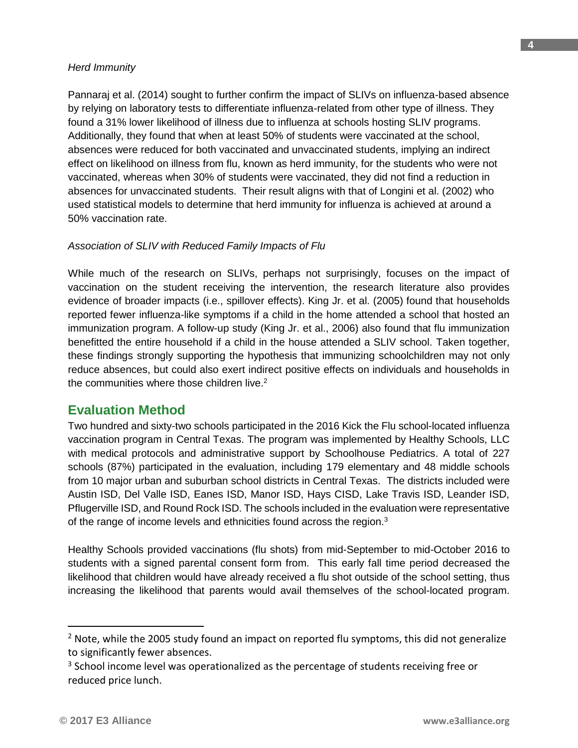*Herd Immunity*

Pannaraj et al. (2014) sought to further confirm the impact of SLIVs on influenza-based absence by relying on laboratory tests to differentiate influenza-related from other type of illness. They found a 31% lower likelihood of illness due to influenza at schools hosting SLIV programs. Additionally, they found that when at least 50% of students were vaccinated at the school, absences were reduced for both vaccinated and unvaccinated students, implying an indirect effect on likelihood on illness from flu, known as herd immunity, for the students who were not vaccinated, whereas when 30% of students were vaccinated, they did not find a reduction in absences for unvaccinated students. Their result aligns with that of Longini et al. (2002) who used statistical models to determine that herd immunity for influenza is achieved at around a 50% vaccination rate.

*Association of SLIV with Reduced Family Impacts of Flu*

While much of the research on SLIVs, perhaps not surprisingly, focuses on the impact of vaccination on the student receiving the intervention, the research literature also provides evidence of broader impacts (i.e., spillover effects). King Jr. et al. (2005) found that households reported fewer influenza-like symptoms if a child in the home attended a school that hosted an immunization program. A follow-up study (King Jr. et al., 2006) also found that flu immunization benefitted the entire household if a child in the house attended a SLIV school. Taken together, these findings strongly supporting the hypothesis that immunizing schoolchildren may not only reduce absences, but could also exert indirect positive effects on individuals and households in the communities where those children live.[2]

## Evaluation Method

Two hundred and sixty-two schools participated in the 2016 Kick the Flu school-located influenza vaccination program in Central Texas. The program was implemented by Healthy Schools, LLC with medical protocols and administrative support by Schoolhouse Pediatrics. A total of 227 schools (87%) participated in the evaluation, including 179 elementary and 48 middle schools from 10 major urban and suburban school districts in Central Texas. The districts included were Austin ISD, Del Valle ISD, Eanes ISD, Manor ISD, Hays CISD, Lake Travis ISD, Leander ISD, Pflugerville ISD, and Round Rock ISD. The schools included in the evaluation were representative of the range of income levels and ethnicities found across the region.[3]

Healthy Schools provided vaccinations (flu shots) from mid-September to mid-October 2016 to students with a signed parental consent form from. This early fall time period decreased the likelihood that children would have already received a flu shot outside of the school setting, thus increasing the likelihood that parents would avail themselves of the school-located program.

---

[2] Note, while the 2005 study found an impact on reported flu symptoms, this did not generalize to significantly fewer absences.

[3] School income level was operationalized as the percentage of students receiving free or reduced price lunch.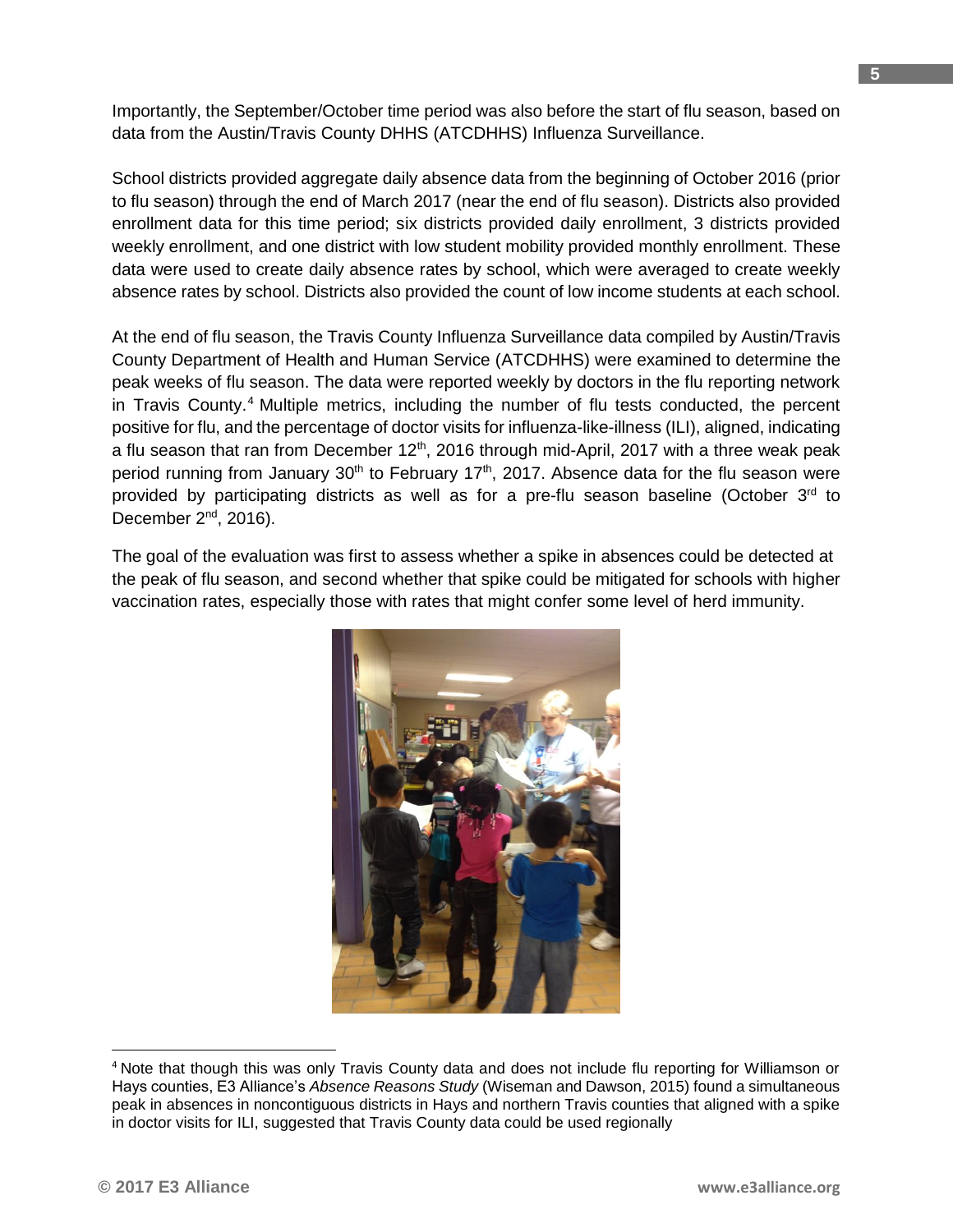Importantly, the September/October time period was also before the start of flu season, based on data from the Austin/Travis County DHHS (ATCDHHS) Influenza Surveillance.

School districts provided aggregate daily absence data from the beginning of October 2016 (prior to flu season) through the end of March 2017 (near the end of flu season). Districts also provided enrollment data for this time period; six districts provided daily enrollment, 3 districts provided weekly enrollment, and one district with low student mobility provided monthly enrollment. These data were used to create daily absence rates by school, which were averaged to create weekly absence rates by school. Districts also provided the count of low income students at each school.

At the end of flu season, the Travis County Influenza Surveillance data compiled by Austin/Travis County Department of Health and Human Service (ATCDHHS) were examined to determine the peak weeks of flu season. The data were reported weekly by doctors in the flu reporting network in Travis County.[4] Multiple metrics, including the number of flu tests conducted, the percent positive for flu, and the percentage of doctor visits for influenza-like-illness (ILI), aligned, indicating a flu season that ran from December 12th, 2016 through mid-April, 2017 with a three weak peak period running from January 30th to February 17th, 2017. Absence data for the flu season were provided by participating districts as well as for a pre-flu season baseline (October 3rd to December 2nd, 2016).

The goal of the evaluation was first to assess whether a spike in absences could be detected at the peak of flu season, and second whether that spike could be mitigated for schools with higher vaccination rates, especially those with rates that might confer some level of herd immunity.

[4] Note that though this was only Travis County data and does not include flu reporting for Williamson or Hays counties, E3 Alliance's *Absence Reasons Study* (Wiseman and Dawson, 2015) found a simultaneous peak in absences in noncontiguous districts in Hays and northern Travis counties that aligned with a spike in doctor visits for ILI, suggested that Travis County data could be used regionally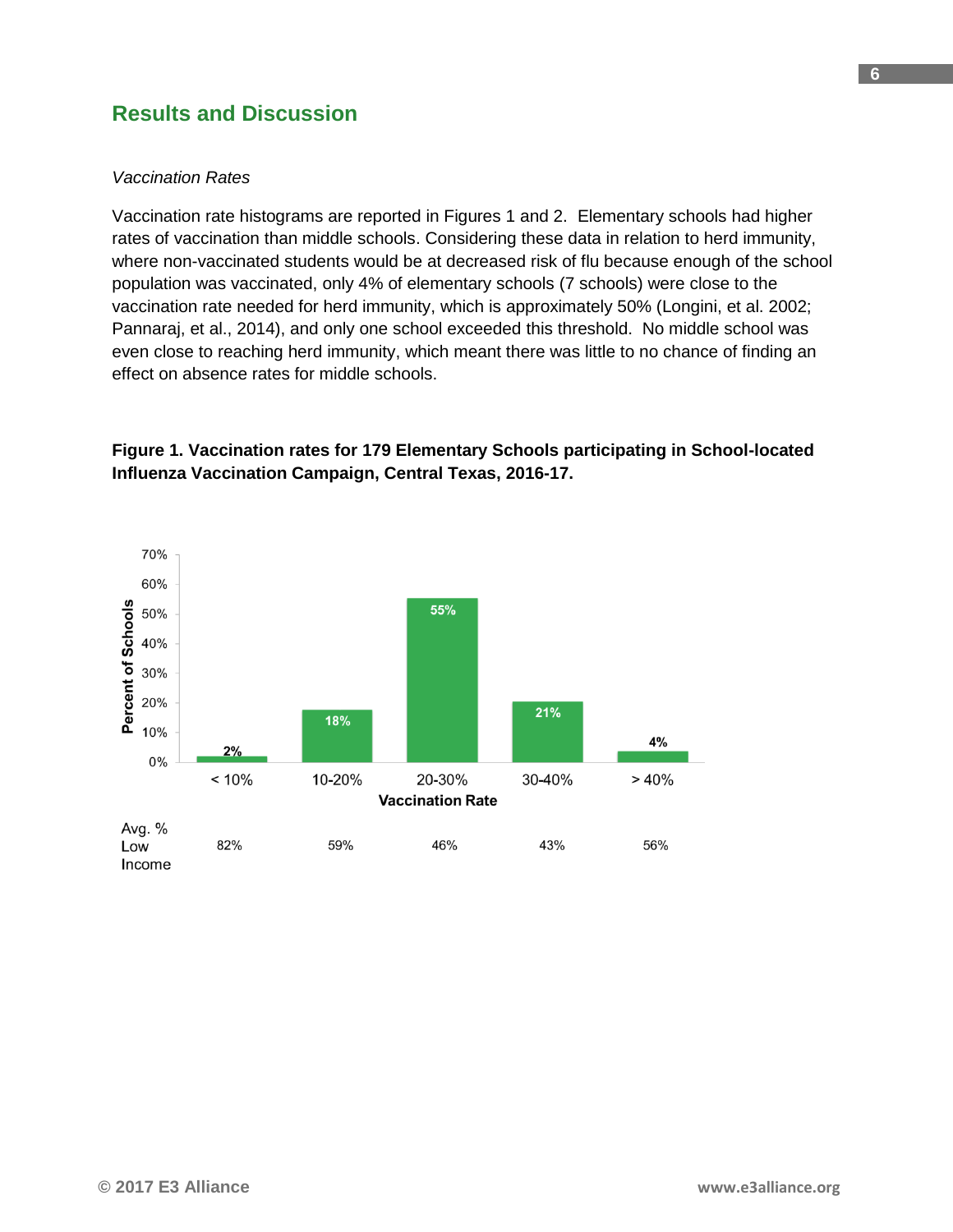## Results and Discussion

*Vaccination Rates*

Vaccination rate histograms are reported in Figures 1 and 2. Elementary schools had higher rates of vaccination than middle schools. Considering these data in relation to herd immunity, where non-vaccinated students would be at decreased risk of flu because enough of the school population was vaccinated, only 4% of elementary schools (7 schools) were close to the vaccination rate needed for herd immunity, which is approximately 50% (Longini, et al. 2002; Pannaraj, et al., 2014), and only one school exceeded this threshold. No middle school was even close to reaching herd immunity, which meant there was little to no chance of finding an effect on absence rates for middle schools.

**Figure 1. Vaccination rates for 179 Elementary Schools participating in School-located Influenza Vaccination Campaign, Central Texas, 2016-17.**

| Vaccination Rate | < 10% | 10-20% | 20-30% | 30-40% | > 40% |
|---|---|---|---|---|---|
| Percent of Schools | 2% | 18% | 55% | 21% | 4% |
| Avg. % Low Income | 82% | 59% | 46% | 43% | 56% |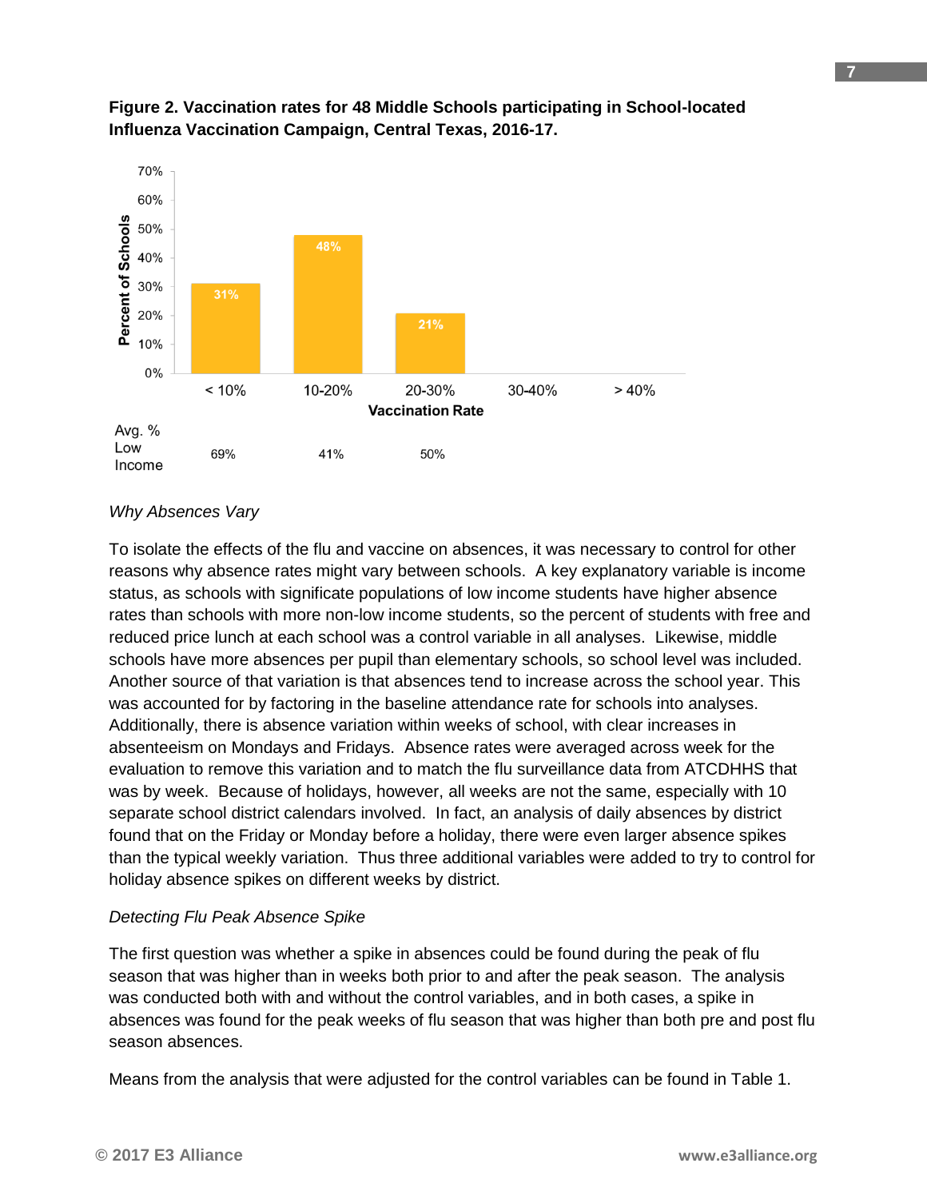**Figure 2. Vaccination rates for 48 Middle Schools participating in School-located Influenza Vaccination Campaign, Central Texas, 2016-17.**

| Vaccination Rate | < 10% | 10-20% | 20-30% | 30-40% | > 40% |
|---|---|---|---|---|---|
| Percent of Schools | 31% | 48% | 21% | | |
| Avg. % Low Income | 69% | 41% | 50% | | |

*Why Absences Vary*

To isolate the effects of the flu and vaccine on absences, it was necessary to control for other reasons why absence rates might vary between schools. A key explanatory variable is income status, as schools with significate populations of low income students have higher absence rates than schools with more non-low income students, so the percent of students with free and reduced price lunch at each school was a control variable in all analyses. Likewise, middle schools have more absences per pupil than elementary schools, so school level was included. Another source of that variation is that absences tend to increase across the school year. This was accounted for by factoring in the baseline attendance rate for schools into analyses. Additionally, there is absence variation within weeks of school, with clear increases in absenteeism on Mondays and Fridays. Absence rates were averaged across week for the evaluation to remove this variation and to match the flu surveillance data from ATCDHHS that was by week. Because of holidays, however, all weeks are not the same, especially with 10 separate school district calendars involved. In fact, an analysis of daily absences by district found that on the Friday or Monday before a holiday, there were even larger absence spikes than the typical weekly variation. Thus three additional variables were added to try to control for holiday absence spikes on different weeks by district.

*Detecting Flu Peak Absence Spike*

The first question was whether a spike in absences could be found during the peak of flu season that was higher than in weeks both prior to and after the peak season. The analysis was conducted both with and without the control variables, and in both cases, a spike in absences was found for the peak weeks of flu season that was higher than both pre and post flu season absences.

Means from the analysis that were adjusted for the control variables can be found in Table 1.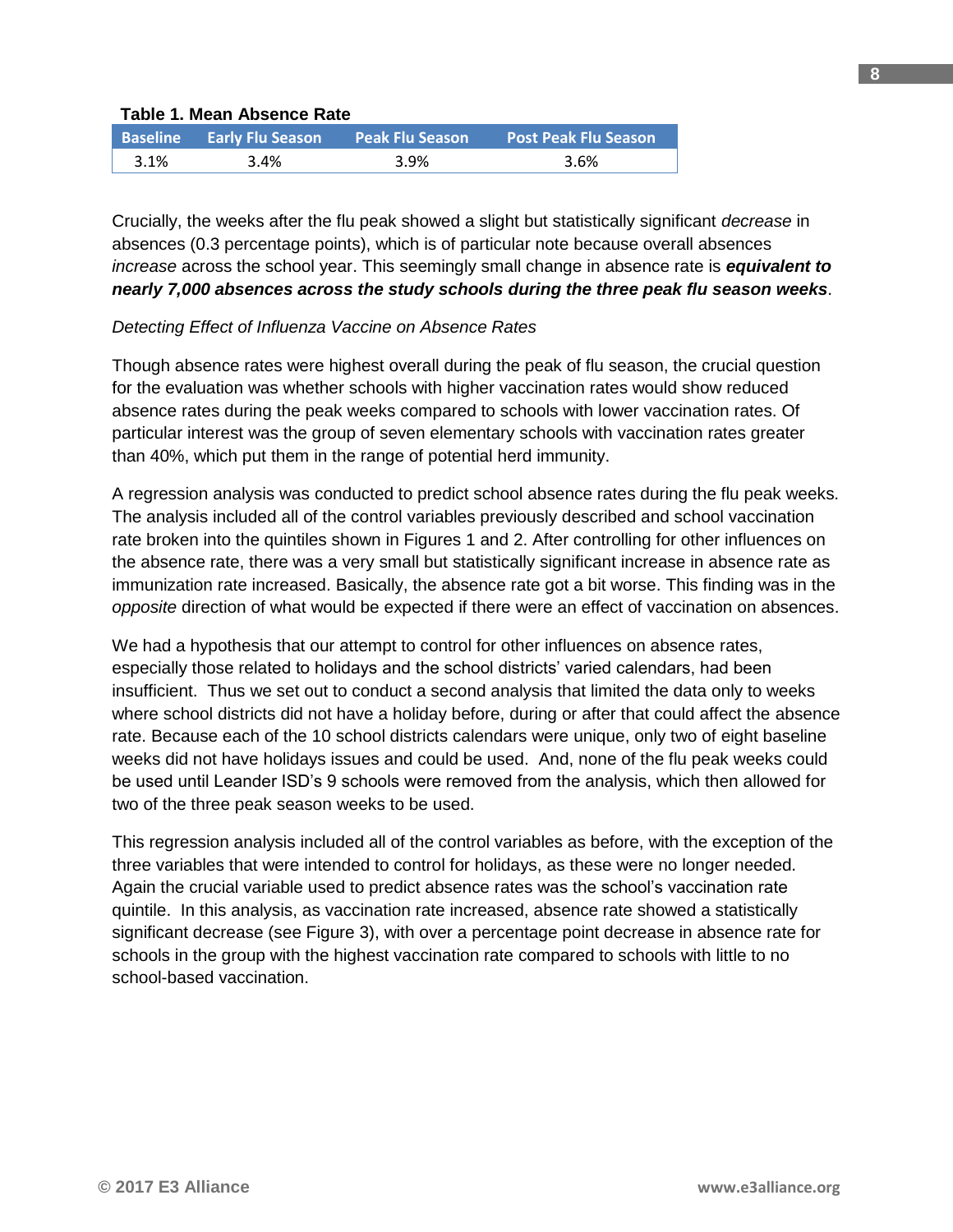**Table 1. Mean Absence Rate**

| Baseline | Early Flu Season | Peak Flu Season | Post Peak Flu Season |
|---|---|---|---|
| 3.1% | 3.4% | 3.9% | 3.6% |

Crucially, the weeks after the flu peak showed a slight but statistically significant *decrease* in absences (0.3 percentage points), which is of particular note because overall absences *increase* across the school year. This seemingly small change in absence rate is ***equivalent to nearly 7,000 absences across the study schools during the three peak flu season weeks***.

*Detecting Effect of Influenza Vaccine on Absence Rates*

Though absence rates were highest overall during the peak of flu season, the crucial question for the evaluation was whether schools with higher vaccination rates would show reduced absence rates during the peak weeks compared to schools with lower vaccination rates. Of particular interest was the group of seven elementary schools with vaccination rates greater than 40%, which put them in the range of potential herd immunity.

A regression analysis was conducted to predict school absence rates during the flu peak weeks. The analysis included all of the control variables previously described and school vaccination rate broken into the quintiles shown in Figures 1 and 2. After controlling for other influences on the absence rate, there was a very small but statistically significant increase in absence rate as immunization rate increased. Basically, the absence rate got a bit worse. This finding was in the *opposite* direction of what would be expected if there were an effect of vaccination on absences.

We had a hypothesis that our attempt to control for other influences on absence rates, especially those related to holidays and the school districts' varied calendars, had been insufficient. Thus we set out to conduct a second analysis that limited the data only to weeks where school districts did not have a holiday before, during or after that could affect the absence rate. Because each of the 10 school districts calendars were unique, only two of eight baseline weeks did not have holidays issues and could be used. And, none of the flu peak weeks could be used until Leander ISD's 9 schools were removed from the analysis, which then allowed for two of the three peak season weeks to be used.

This regression analysis included all of the control variables as before, with the exception of the three variables that were intended to control for holidays, as these were no longer needed. Again the crucial variable used to predict absence rates was the school's vaccination rate quintile. In this analysis, as vaccination rate increased, absence rate showed a statistically significant decrease (see Figure 3), with over a percentage point decrease in absence rate for schools in the group with the highest vaccination rate compared to schools with little to no school-based vaccination.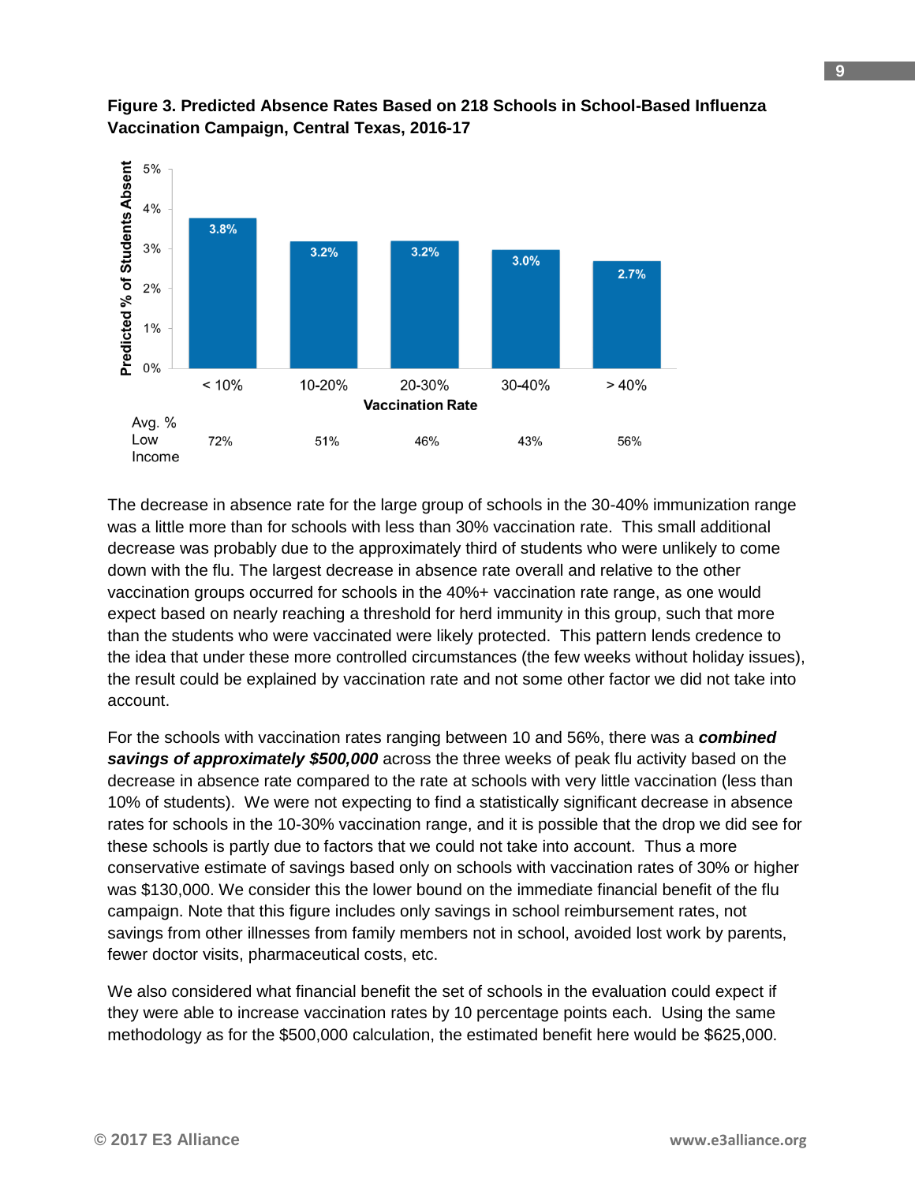**Figure 3. Predicted Absence Rates Based on 218 Schools in School-Based Influenza Vaccination Campaign, Central Texas, 2016-17**

| Vaccination Rate | < 10% | 10-20% | 20-30% | 30-40% | > 40% |
|---|---|---|---|---|---|
| Predicted % of Students Absent | 3.8% | 3.2% | 3.2% | 3.0% | 2.7% |
| Avg. % Low Income | 72% | 51% | 46% | 43% | 56% |

The decrease in absence rate for the large group of schools in the 30-40% immunization range was a little more than for schools with less than 30% vaccination rate. This small additional decrease was probably due to the approximately third of students who were unlikely to come down with the flu. The largest decrease in absence rate overall and relative to the other vaccination groups occurred for schools in the 40%+ vaccination rate range, as one would expect based on nearly reaching a threshold for herd immunity in this group, such that more than the students who were vaccinated were likely protected. This pattern lends credence to the idea that under these more controlled circumstances (the few weeks without holiday issues), the result could be explained by vaccination rate and not some other factor we did not take into account.

For the schools with vaccination rates ranging between 10 and 56%, there was a ***combined savings of approximately $500,000*** across the three weeks of peak flu activity based on the decrease in absence rate compared to the rate at schools with very little vaccination (less than 10% of students). We were not expecting to find a statistically significant decrease in absence rates for schools in the 10-30% vaccination range, and it is possible that the drop we did see for these schools is partly due to factors that we could not take into account. Thus a more conservative estimate of savings based only on schools with vaccination rates of 30% or higher was $130,000. We consider this the lower bound on the immediate financial benefit of the flu campaign. Note that this figure includes only savings in school reimbursement rates, not savings from other illnesses from family members not in school, avoided lost work by parents, fewer doctor visits, pharmaceutical costs, etc.

We also considered what financial benefit the set of schools in the evaluation could expect if they were able to increase vaccination rates by 10 percentage points each. Using the same methodology as for the $500,000 calculation, the estimated benefit here would be $625,000.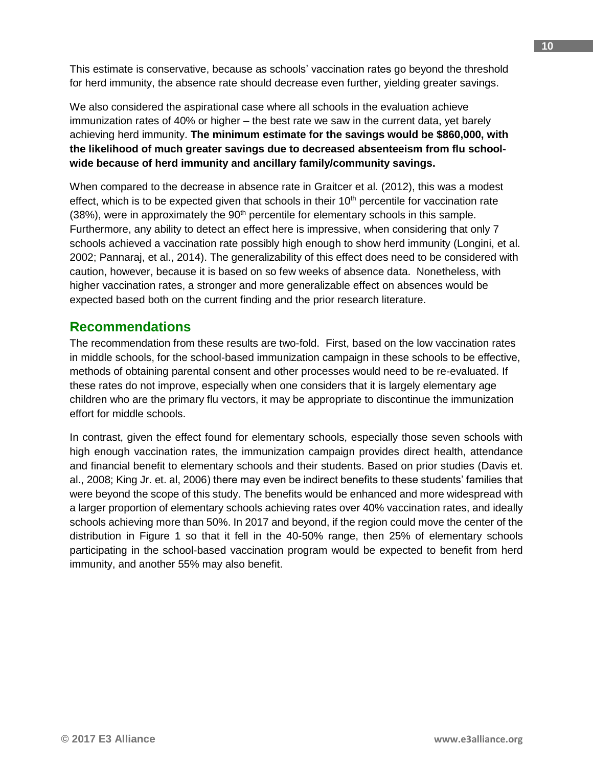This estimate is conservative, because as schools' vaccination rates go beyond the threshold for herd immunity, the absence rate should decrease even further, yielding greater savings.

We also considered the aspirational case where all schools in the evaluation achieve immunization rates of 40% or higher – the best rate we saw in the current data, yet barely achieving herd immunity. **The minimum estimate for the savings would be $860,000, with the likelihood of much greater savings due to decreased absenteeism from flu school-wide because of herd immunity and ancillary family/community savings.**

When compared to the decrease in absence rate in Graitcer et al. (2012), this was a modest effect, which is to be expected given that schools in their 10th percentile for vaccination rate (38%), were in approximately the 90th percentile for elementary schools in this sample. Furthermore, any ability to detect an effect here is impressive, when considering that only 7 schools achieved a vaccination rate possibly high enough to show herd immunity (Longini, et al. 2002; Pannaraj, et al., 2014). The generalizability of this effect does need to be considered with caution, however, because it is based on so few weeks of absence data. Nonetheless, with higher vaccination rates, a stronger and more generalizable effect on absences would be expected based both on the current finding and the prior research literature.

## Recommendations

The recommendation from these results are two-fold. First, based on the low vaccination rates in middle schools, for the school-based immunization campaign in these schools to be effective, methods of obtaining parental consent and other processes would need to be re-evaluated. If these rates do not improve, especially when one considers that it is largely elementary age children who are the primary flu vectors, it may be appropriate to discontinue the immunization effort for middle schools.

In contrast, given the effect found for elementary schools, especially those seven schools with high enough vaccination rates, the immunization campaign provides direct health, attendance and financial benefit to elementary schools and their students. Based on prior studies (Davis et. al., 2008; King Jr. et. al, 2006) there may even be indirect benefits to these students' families that were beyond the scope of this study. The benefits would be enhanced and more widespread with a larger proportion of elementary schools achieving rates over 40% vaccination rates, and ideally schools achieving more than 50%. In 2017 and beyond, if the region could move the center of the distribution in Figure 1 so that it fell in the 40-50% range, then 25% of elementary schools participating in the school-based vaccination program would be expected to benefit from herd immunity, and another 55% may also benefit.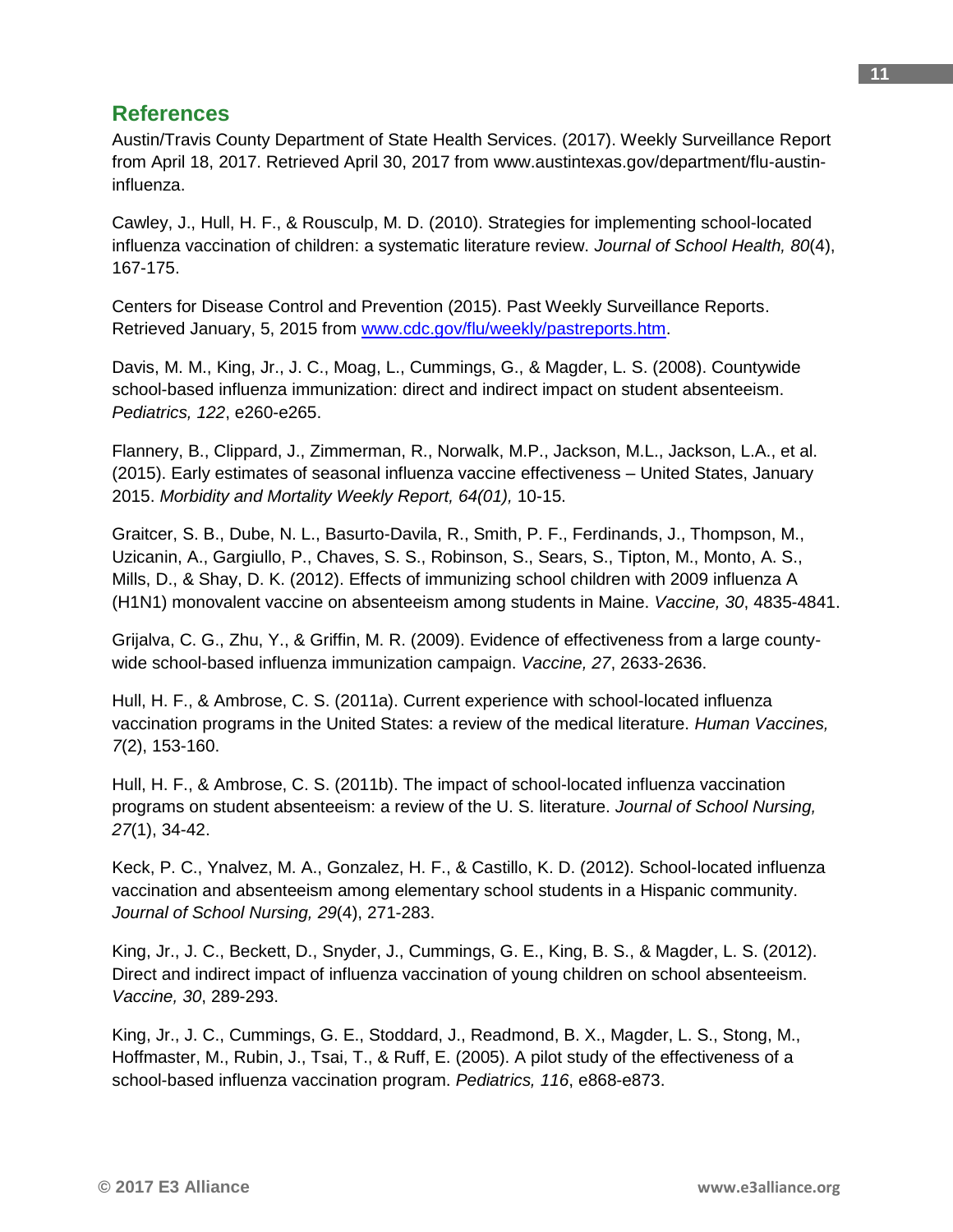## References

Austin/Travis County Department of State Health Services. (2017). Weekly Surveillance Report from April 18, 2017. Retrieved April 30, 2017 from www.austintexas.gov/department/flu-austin-influenza.

Cawley, J., Hull, H. F., & Rousculp, M. D. (2010). Strategies for implementing school-located influenza vaccination of children: a systematic literature review. *Journal of School Health, 80*(4), 167-175.

Centers for Disease Control and Prevention (2015). Past Weekly Surveillance Reports. Retrieved January, 5, 2015 from [www.cdc.gov/flu/weekly/pastreports.htm](www.cdc.gov/flu/weekly/pastreports.htm).

Davis, M. M., King, Jr., J. C., Moag, L., Cummings, G., & Magder, L. S. (2008). Countywide school-based influenza immunization: direct and indirect impact on student absenteeism. *Pediatrics, 122*, e260-e265.

Flannery, B., Clippard, J., Zimmerman, R., Norwalk, M.P., Jackson, M.L., Jackson, L.A., et al. (2015). Early estimates of seasonal influenza vaccine effectiveness – United States, January 2015. *Morbidity and Mortality Weekly Report, 64(01),* 10-15.

Graitcer, S. B., Dube, N. L., Basurto-Davila, R., Smith, P. F., Ferdinands, J., Thompson, M., Uzicanin, A., Gargiullo, P., Chaves, S. S., Robinson, S., Sears, S., Tipton, M., Monto, A. S., Mills, D., & Shay, D. K. (2012). Effects of immunizing school children with 2009 influenza A (H1N1) monovalent vaccine on absenteeism among students in Maine. *Vaccine, 30*, 4835-4841.

Grijalva, C. G., Zhu, Y., & Griffin, M. R. (2009). Evidence of effectiveness from a large county-wide school-based influenza immunization campaign. *Vaccine, 27*, 2633-2636.

Hull, H. F., & Ambrose, C. S. (2011a). Current experience with school-located influenza vaccination programs in the United States: a review of the medical literature. *Human Vaccines, 7*(2), 153-160.

Hull, H. F., & Ambrose, C. S. (2011b). The impact of school-located influenza vaccination programs on student absenteeism: a review of the U. S. literature. *Journal of School Nursing, 27*(1), 34-42.

Keck, P. C., Ynalvez, M. A., Gonzalez, H. F., & Castillo, K. D. (2012). School-located influenza vaccination and absenteeism among elementary school students in a Hispanic community. *Journal of School Nursing, 29*(4), 271-283.

King, Jr., J. C., Beckett, D., Snyder, J., Cummings, G. E., King, B. S., & Magder, L. S. (2012). Direct and indirect impact of influenza vaccination of young children on school absenteeism. *Vaccine, 30*, 289-293.

King, Jr., J. C., Cummings, G. E., Stoddard, J., Readmond, B. X., Magder, L. S., Stong, M., Hoffmaster, M., Rubin, J., Tsai, T., & Ruff, E. (2005). A pilot study of the effectiveness of a school-based influenza vaccination program. *Pediatrics, 116*, e868-e873.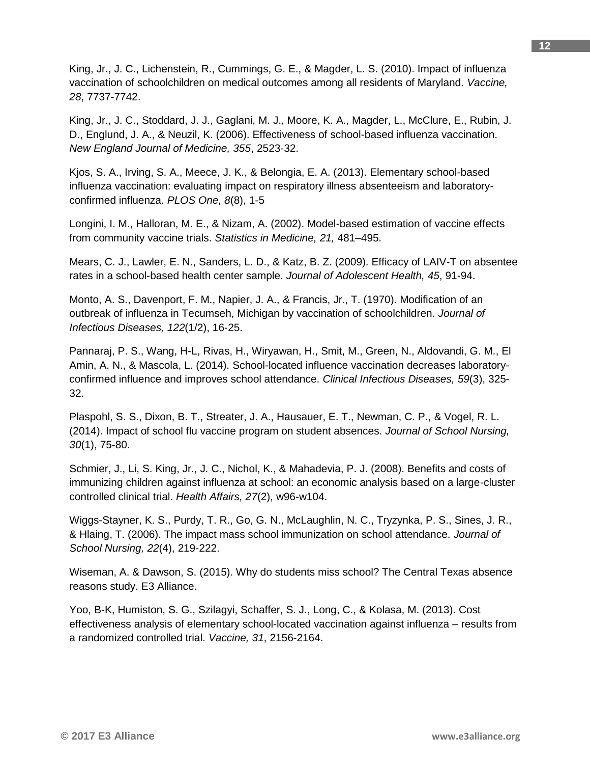King, Jr., J. C., Lichenstein, R., Cummings, G. E., & Magder, L. S. (2010). Impact of influenza vaccination of schoolchildren on medical outcomes among all residents of Maryland. *Vaccine, 28*, 7737-7742.

King, Jr., J. C., Stoddard, J. J., Gaglani, M. J., Moore, K. A., Magder, L., McClure, E., Rubin, J. D., Englund, J. A., & Neuzil, K. (2006). Effectiveness of school-based influenza vaccination. *New England Journal of Medicine, 355*, 2523-32.

Kjos, S. A., Irving, S. A., Meece, J. K., & Belongia, E. A. (2013). Elementary school-based influenza vaccination: evaluating impact on respiratory illness absenteeism and laboratory-confirmed influenza. *PLOS One, 8*(8), 1-5

Longini, I. M., Halloran, M. E., & Nizam, A. (2002). Model-based estimation of vaccine effects from community vaccine trials. *Statistics in Medicine, 21,* 481–495.

Mears, C. J., Lawler, E. N., Sanders, L. D., & Katz, B. Z. (2009). Efficacy of LAIV-T on absentee rates in a school-based health center sample. *Journal of Adolescent Health, 45*, 91-94.

Monto, A. S., Davenport, F. M., Napier, J. A., & Francis, Jr., T. (1970). Modification of an outbreak of influenza in Tecumseh, Michigan by vaccination of schoolchildren. *Journal of Infectious Diseases, 122*(1/2), 16-25.

Pannaraj, P. S., Wang, H-L, Rivas, H., Wiryawan, H., Smit, M., Green, N., Aldovandi, G. M., El Amin, A. N., & Mascola, L. (2014). School-located influence vaccination decreases laboratory-confirmed influence and improves school attendance. *Clinical Infectious Diseases, 59*(3), 325-32.

Plaspohl, S. S., Dixon, B. T., Streater, J. A., Hausauer, E. T., Newman, C. P., & Vogel, R. L. (2014). Impact of school flu vaccine program on student absences. *Journal of School Nursing, 30*(1), 75-80.

Schmier, J., Li, S. King, Jr., J. C., Nichol, K., & Mahadevia, P. J. (2008). Benefits and costs of immunizing children against influenza at school: an economic analysis based on a large-cluster controlled clinical trial. *Health Affairs, 27*(2), w96-w104.

Wiggs-Stayner, K. S., Purdy, T. R., Go, G. N., McLaughlin, N. C., Tryzynka, P. S., Sines, J. R., & Hlaing, T. (2006). The impact mass school immunization on school attendance. *Journal of School Nursing, 22*(4), 219-222.

Wiseman, A. & Dawson, S. (2015). Why do students miss school? The Central Texas absence reasons study. E3 Alliance.

Yoo, B-K, Humiston, S. G., Szilagyi, Schaffer, S. J., Long, C., & Kolasa, M. (2013). Cost effectiveness analysis of elementary school-located vaccination against influenza – results from a randomized controlled trial. *Vaccine, 31*, 2156-2164.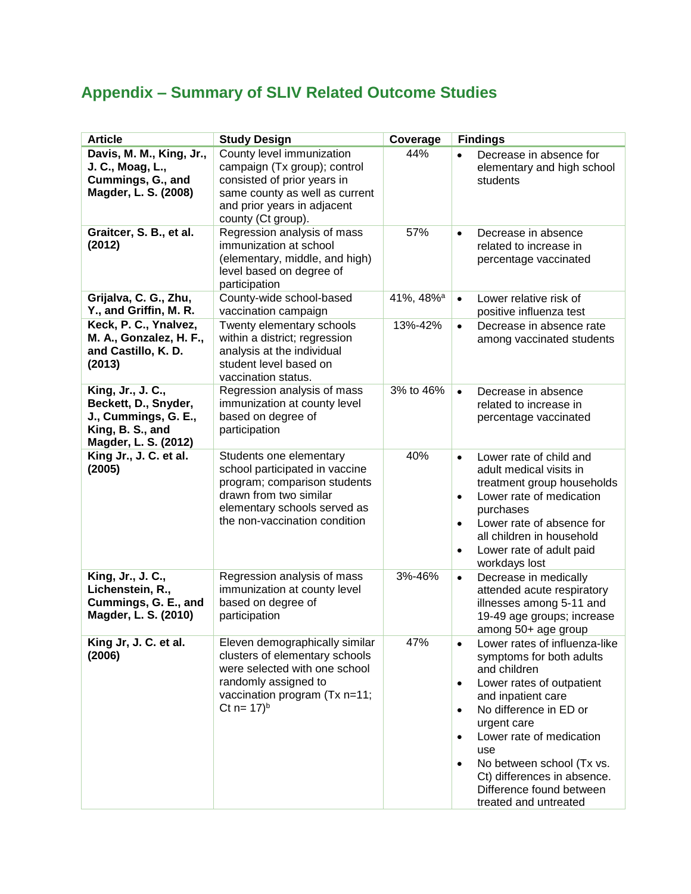## Appendix – Summary of SLIV Related Outcome Studies

| Article | Study Design | Coverage | Findings |
|---|---|---|---|
| **Davis, M. M., King, Jr., J. C., Moag, L., Cummings, G., and Magder, L. S. (2008)** | County level immunization campaign (Tx group); control consisted of prior years in same county as well as current and prior years in adjacent county (Ct group). | 44% | • Decrease in absence for elementary and high school students |
| **Graitcer, S. B., et al. (2012)** | Regression analysis of mass immunization at school (elementary, middle, and high) level based on degree of participation | 57% | • Decrease in absence related to increase in percentage vaccinated |
| **Grijalva, C. G., Zhu, Y., and Griffin, M. R.** | County-wide school-based vaccination campaign | 41%, 48%[a] | • Lower relative risk of positive influenza test |
| **Keck, P. C., Ynalvez, M. A., Gonzalez, H. F., and Castillo, K. D. (2013)** | Twenty elementary schools within a district; regression analysis at the individual student level based on vaccination status. | 13%-42% | • Decrease in absence rate among vaccinated students |
| **King, Jr., J. C., Beckett, D., Snyder, J., Cummings, G. E., King, B. S., and Magder, L. S. (2012)** | Regression analysis of mass immunization at county level based on degree of participation | 3% to 46% | • Decrease in absence related to increase in percentage vaccinated |
| **King Jr., J. C. et al. (2005)** | Students one elementary school participated in vaccine program; comparison students drawn from two similar elementary schools served as the non-vaccination condition | 40% | • Lower rate of child and adult medical visits in treatment group households<br>• Lower rate of medication purchases<br>• Lower rate of absence for all children in household<br>• Lower rate of adult paid workdays lost |
| **King, Jr., J. C., Lichenstein, R., Cummings, G. E., and Magder, L. S. (2010)** | Regression analysis of mass immunization at county level based on degree of participation | 3%-46% | • Decrease in medically attended acute respiratory illnesses among 5-11 and 19-49 age groups; increase among 50+ age group |
| **King Jr, J. C. et al. (2006)** | Eleven demographically similar clusters of elementary schools were selected with one school randomly assigned to vaccination program (Tx n=11; Ct n= 17)[b] | 47% | • Lower rates of influenza-like symptoms for both adults and children<br>• Lower rates of outpatient and inpatient care<br>• No difference in ED or urgent care<br>• Lower rate of medication use<br>• No between school (Tx vs. Ct) differences in absence. Difference found between treated and untreated |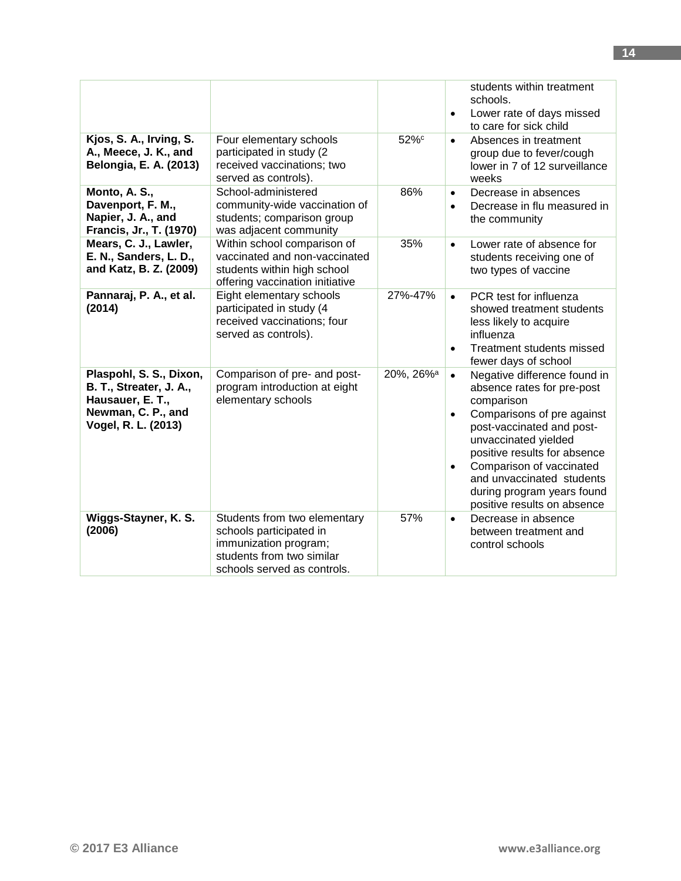| | | | |
|---|---|---|---|
| | | | students within treatment schools.<br>• Lower rate of days missed to care for sick child |
| **Kjos, S. A., Irving, S. A., Meece, J. K., and Belongia, E. A. (2013)** | Four elementary schools participated in study (2 received vaccinations; two served as controls). | 52%[c] | • Absences in treatment group due to fever/cough lower in 7 of 12 surveillance weeks |
| **Monto, A. S., Davenport, F. M., Napier, J. A., and Francis, Jr., T. (1970)** | School-administered community-wide vaccination of students; comparison group was adjacent community | 86% | • Decrease in absences<br>• Decrease in flu measured in the community |
| **Mears, C. J., Lawler, E. N., Sanders, L. D., and Katz, B. Z. (2009)** | Within school comparison of vaccinated and non-vaccinated students within high school offering vaccination initiative | 35% | • Lower rate of absence for students receiving one of two types of vaccine |
| **Pannaraj, P. A., et al. (2014)** | Eight elementary schools participated in study (4 received vaccinations; four served as controls). | 27%-47% | • PCR test for influenza showed treatment students less likely to acquire influenza<br>• Treatment students missed fewer days of school |
| **Plaspohl, S. S., Dixon, B. T., Streater, J. A., Hausauer, E. T., Newman, C. P., and Vogel, R. L. (2013)** | Comparison of pre- and post-program introduction at eight elementary schools | 20%, 26%[a] | • Negative difference found in absence rates for pre-post comparison<br>• Comparisons of pre against post-vaccinated and post-unvaccinated yielded positive results for absence<br>• Comparison of vaccinated and unvaccinated students during program years found positive results on absence |
| **Wiggs-Stayner, K. S. (2006)** | Students from two elementary schools participated in immunization program; students from two similar schools served as controls. | 57% | • Decrease in absence between treatment and control schools |